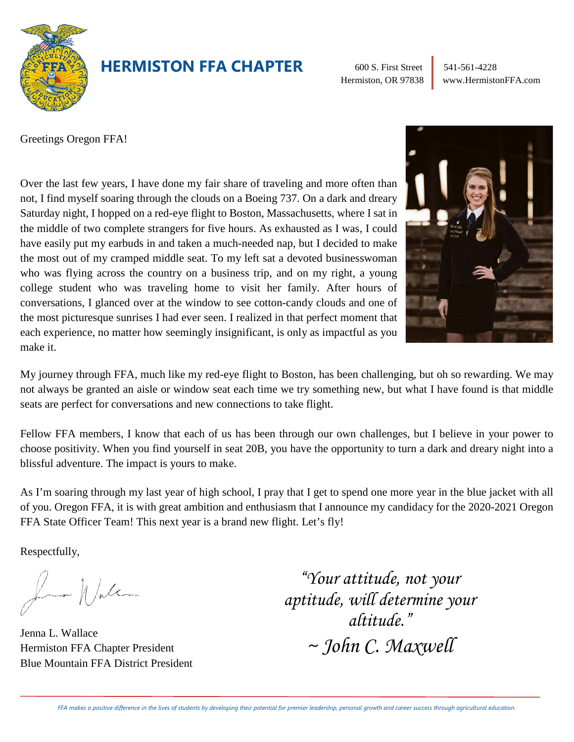# HERMISTON FFA CHAPTER

600 S. First Street
Hermiston, OR 97838

541-561-4228
www.HermistonFFA.com

Greetings Oregon FFA!

Over the last few years, I have done my fair share of traveling and more often than not, I find myself soaring through the clouds on a Boeing 737. On a dark and dreary Saturday night, I hopped on a red-eye flight to Boston, Massachusetts, where I sat in the middle of two complete strangers for five hours. As exhausted as I was, I could have easily put my earbuds in and taken a much-needed nap, but I decided to make the most out of my cramped middle seat. To my left sat a devoted businesswoman who was flying across the country on a business trip, and on my right, a young college student who was traveling home to visit her family. After hours of conversations, I glanced over at the window to see cotton-candy clouds and one of the most picturesque sunrises I had ever seen. I realized in that perfect moment that each experience, no matter how seemingly insignificant, is only as impactful as you make it.

My journey through FFA, much like my red-eye flight to Boston, has been challenging, but oh so rewarding. We may not always be granted an aisle or window seat each time we try something new, but what I have found is that middle seats are perfect for conversations and new connections to take flight.

Fellow FFA members, I know that each of us has been through our own challenges, but I believe in your power to choose positivity. When you find yourself in seat 20B, you have the opportunity to turn a dark and dreary night into a blissful adventure. The impact is yours to make.

As I'm soaring through my last year of high school, I pray that I get to spend one more year in the blue jacket with all of you. Oregon FFA, it is with great ambition and enthusiasm that I announce my candidacy for the 2020-2021 Oregon FFA State Officer Team! This next year is a brand new flight. Let's fly!

Respectfully,

Jenna L. Wallace
Hermiston FFA Chapter President
Blue Mountain FFA District President

*"Your attitude, not your aptitude, will determine your altitude."*
*~ John C. Maxwell*

*FFA makes a positive difference in the lives of students by developing their potential for premier leadership, personal growth and career success through agricultural education.*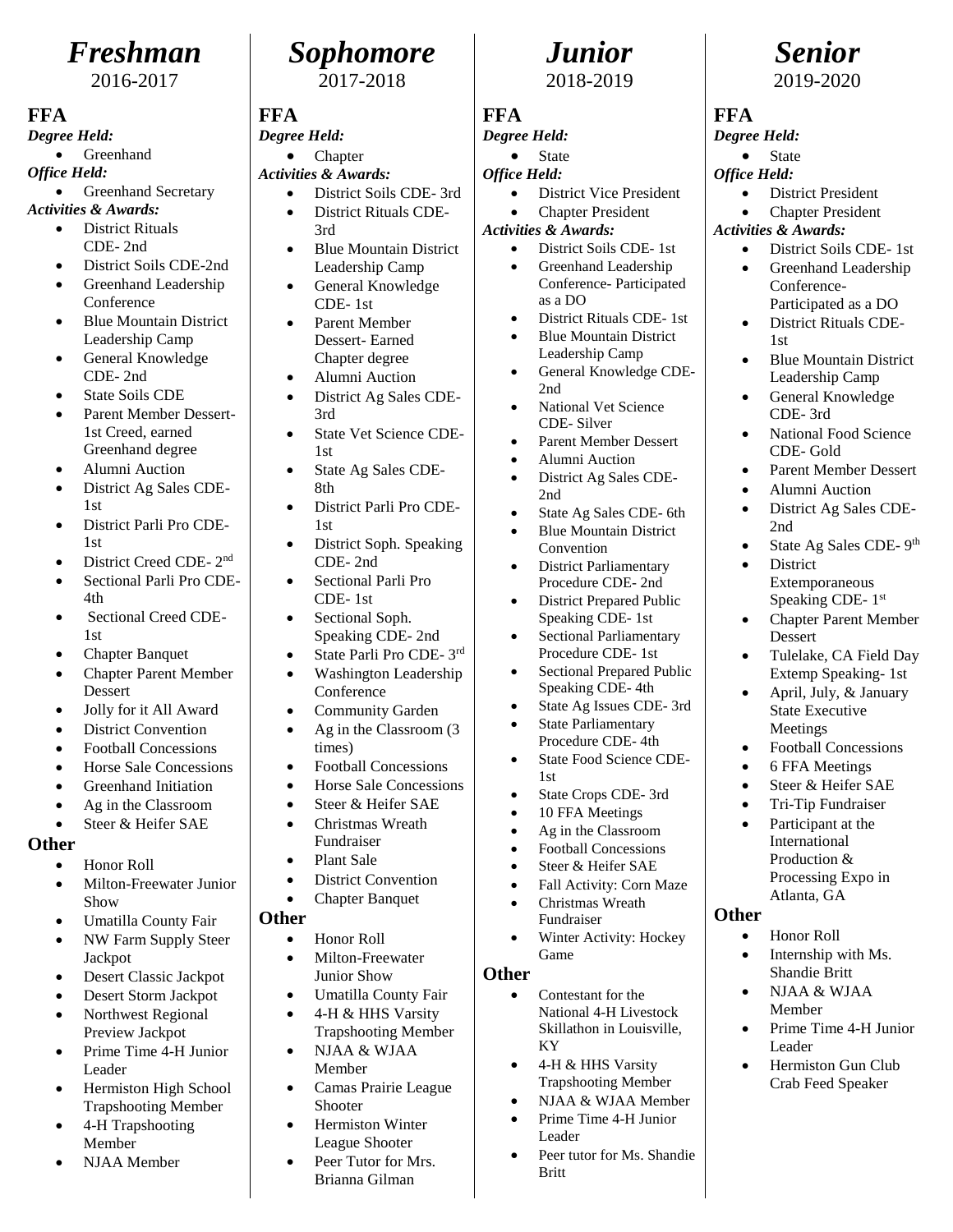# Freshman

2016-2017

## FFA

***Degree Held:***

- Greenhand

***Office Held:***

- Greenhand Secretary

***Activities & Awards:***

- District Rituals CDE- 2nd
- District Soils CDE-2nd
- Greenhand Leadership Conference
- Blue Mountain District Leadership Camp
- General Knowledge CDE- 2nd
- State Soils CDE
- Parent Member Dessert- 1st Creed, earned Greenhand degree
- Alumni Auction
- District Ag Sales CDE- 1st
- District Parli Pro CDE- 1st
- District Creed CDE- 2nd
- Sectional Parli Pro CDE- 4th
- Sectional Creed CDE- 1st
- Chapter Banquet
- Chapter Parent Member Dessert
- Jolly for it All Award
- District Convention
- Football Concessions
- Horse Sale Concessions
- Greenhand Initiation
- Ag in the Classroom
- Steer & Heifer SAE

## Other

- Honor Roll
- Milton-Freewater Junior Show
- Umatilla County Fair
- NW Farm Supply Steer Jackpot
- Desert Classic Jackpot
- Desert Storm Jackpot
- Northwest Regional Preview Jackpot
- Prime Time 4-H Junior Leader
- Hermiston High School Trapshooting Member
- 4-H Trapshooting Member
- NJAA Member

# Sophomore

2017-2018

## FFA

***Degree Held:***

- Chapter

***Activities & Awards:***

- District Soils CDE- 3rd
- District Rituals CDE- 3rd
- Blue Mountain District Leadership Camp
- General Knowledge CDE- 1st
- Parent Member Dessert- Earned Chapter degree
- Alumni Auction
- District Ag Sales CDE- 3rd
- State Vet Science CDE- 1st
- State Ag Sales CDE- 8th
- District Parli Pro CDE- 1st
- District Soph. Speaking CDE- 2nd
- Sectional Parli Pro CDE- 1st
- Sectional Soph. Speaking CDE- 2nd
- State Parli Pro CDE- 3rd
- Washington Leadership Conference
- Community Garden
- Ag in the Classroom (3 times)
- Football Concessions
- Horse Sale Concessions
- Steer & Heifer SAE
- Christmas Wreath Fundraiser
- Plant Sale
- District Convention
- Chapter Banquet

## Other

- Honor Roll
- Milton-Freewater Junior Show
- Umatilla County Fair
- 4-H & HHS Varsity Trapshooting Member
- NJAA & WJAA Member
- Camas Prairie League Shooter
- Hermiston Winter League Shooter
- Peer Tutor for Mrs. Brianna Gilman

# Junior

2018-2019

## FFA

***Degree Held:***

- State

***Office Held:***

- District Vice President
- Chapter President

***Activities & Awards:***

- District Soils CDE- 1st
- Greenhand Leadership Conference- Participated as a DO
- District Rituals CDE- 1st
- Blue Mountain District Leadership Camp
- General Knowledge CDE- 2nd
- National Vet Science CDE- Silver
- Parent Member Dessert
- Alumni Auction
- District Ag Sales CDE- 2nd
- State Ag Sales CDE- 6th
- Blue Mountain District Convention
- District Parliamentary Procedure CDE- 2nd
- District Prepared Public Speaking CDE- 1st
- Sectional Parliamentary Procedure CDE- 1st
- Sectional Prepared Public Speaking CDE- 4th
- State Ag Issues CDE- 3rd
- State Parliamentary Procedure CDE- 4th
- State Food Science CDE- 1st
- State Crops CDE- 3rd
- 10 FFA Meetings
- Ag in the Classroom
- Football Concessions
- Steer & Heifer SAE
- Fall Activity: Corn Maze
- Christmas Wreath Fundraiser
- Winter Activity: Hockey Game

## Other

- Contestant for the National 4-H Livestock Skillathon in Louisville, KY
- 4-H & HHS Varsity Trapshooting Member
- NJAA & WJAA Member
- Prime Time 4-H Junior Leader
- Peer tutor for Ms. Shandie Britt

# Senior

2019-2020

## FFA

***Degree Held:***

- State

***Office Held:***

- District President
- Chapter President

***Activities & Awards:***

- District Soils CDE- 1st
- Greenhand Leadership Conference- Participated as a DO
- District Rituals CDE- 1st
- Blue Mountain District Leadership Camp
- General Knowledge CDE- 3rd
- National Food Science CDE- Gold
- Parent Member Dessert
- Alumni Auction
- District Ag Sales CDE- 2nd
- State Ag Sales CDE- 9th
- District Extemporaneous Speaking CDE- 1st
- Chapter Parent Member Dessert
- Tulelake, CA Field Day Extemp Speaking- 1st
- April, July, & January State Executive Meetings
- Football Concessions
- 6 FFA Meetings
- Steer & Heifer SAE
- Tri-Tip Fundraiser
- Participant at the International Production & Processing Expo in Atlanta, GA

## Other

- Honor Roll
- Internship with Ms. Shandie Britt
- NJAA & WJAA Member
- Prime Time 4-H Junior Leader
- Hermiston Gun Club Crab Feed Speaker